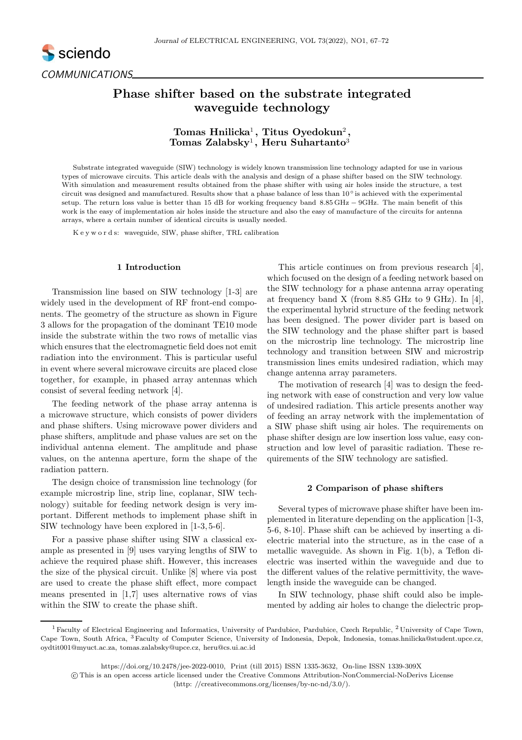# Phase shifter based on the substrate integrated waveguide technology

**Tomas Hnilicka**[1], **Titus Oyedokun**[2], **Tomas Zalabsky**[1], **Heru Suhartanto**[3]

Substrate integrated waveguide (SIW) technology is widely known transmission line technology adapted for use in various types of microwave circuits. This article deals with the analysis and design of a phase shifter based on the SIW technology. With simulation and measurement results obtained from the phase shifter with using air holes inside the structure, a test circuit was designed and manufactured. Results show that a phase balance of less than $10^\circ$ is achieved with the experimental setup. The return loss value is better than 15 dB for working frequency band 8.85 GHz − 9GHz. The main benefit of this work is the easy of implementation air holes inside the structure and also the easy of manufacture of the circuits for antenna arrays, where a certain number of identical circuits is usually needed.

K e y w o r d s: waveguide, SIW, phase shifter, TRL calibration

## 1 Introduction

Transmission line based on SIW technology [1-3] are widely used in the development of RF front-end components. The geometry of the structure as shown in Figure 3 allows for the propagation of the dominant TE10 mode inside the substrate within the two rows of metallic vias which ensures that the electromagnetic field does not emit radiation into the environment. This is particular useful in event where several microwave circuits are placed close together, for example, in phased array antennas which consist of several feeding network [4].

The feeding network of the phase array antenna is a microwave structure, which consists of power dividers and phase shifters. Using microwave power dividers and phase shifters, amplitude and phase values are set on the individual antenna element. The amplitude and phase values, on the antenna aperture, form the shape of the radiation pattern.

The design choice of transmission line technology (for example microstrip line, strip line, coplanar, SIW technology) suitable for feeding network design is very important. Different methods to implement phase shift in SIW technology have been explored in [1-3, 5-6].

For a passive phase shifter using SIW a classical example as presented in [9] uses varying lengths of SIW to achieve the required phase shift. However, this increases the size of the physical circuit. Unlike [8] where via post are used to create the phase shift effect, more compact means presented in [1,7] uses alternative rows of vias within the SIW to create the phase shift.

This article continues on from previous research [4], which focused on the design of a feeding network based on the SIW technology for a phase antenna array operating at frequency band X (from 8.85 GHz to 9 GHz). In [4], the experimental hybrid structure of the feeding network has been designed. The power divider part is based on the SIW technology and the phase shifter part is based on the microstrip line technology. The microstrip line technology and transition between SIW and microstrip transmission lines emits undesired radiation, which may change antenna array parameters.

The motivation of research [4] was to design the feeding network with ease of construction and very low value of undesired radiation. This article presents another way of feeding an array network with the implementation of a SIW phase shift using air holes. The requirements on phase shifter design are low insertion loss value, easy construction and low level of parasitic radiation. These requirements of the SIW technology are satisfied.

## 2 Comparison of phase shifters

Several types of microwave phase shifter have been implemented in literature depending on the application [1-3, 5-6, 8-10]. Phase shift can be achieved by inserting a dielectric material into the structure, as in the case of a metallic waveguide. As shown in Fig. 1(b), a Teflon dielectric was inserted within the waveguide and due to the different values of the relative permittivity, the wavelength inside the waveguide can be changed.

In SIW technology, phase shift could also be implemented by adding air holes to change the dielectric prop-

---

[1] Faculty of Electrical Engineering and Informatics, University of Pardubice, Pardubice, Czech Republic, [2] University of Cape Town, Cape Town, South Africa, [3] Faculty of Computer Science, University of Indonesia, Depok, Indonesia, tomas.hnilicka@student.upce.cz, oydtit001@myuct.ac.za, tomas.zalabsky@upce.cz, heru@cs.ui.ac.id

https://doi.org/10.2478/jee-2022-0010, Print (till 2015) ISSN 1335-3632, On-line ISSN 1339-309X

© This is an open access article licensed under the Creative Commons Attribution-NonCommercial-NoDerivs License (http: //creativecommons.org/licenses/by-nc-nd/3.0/).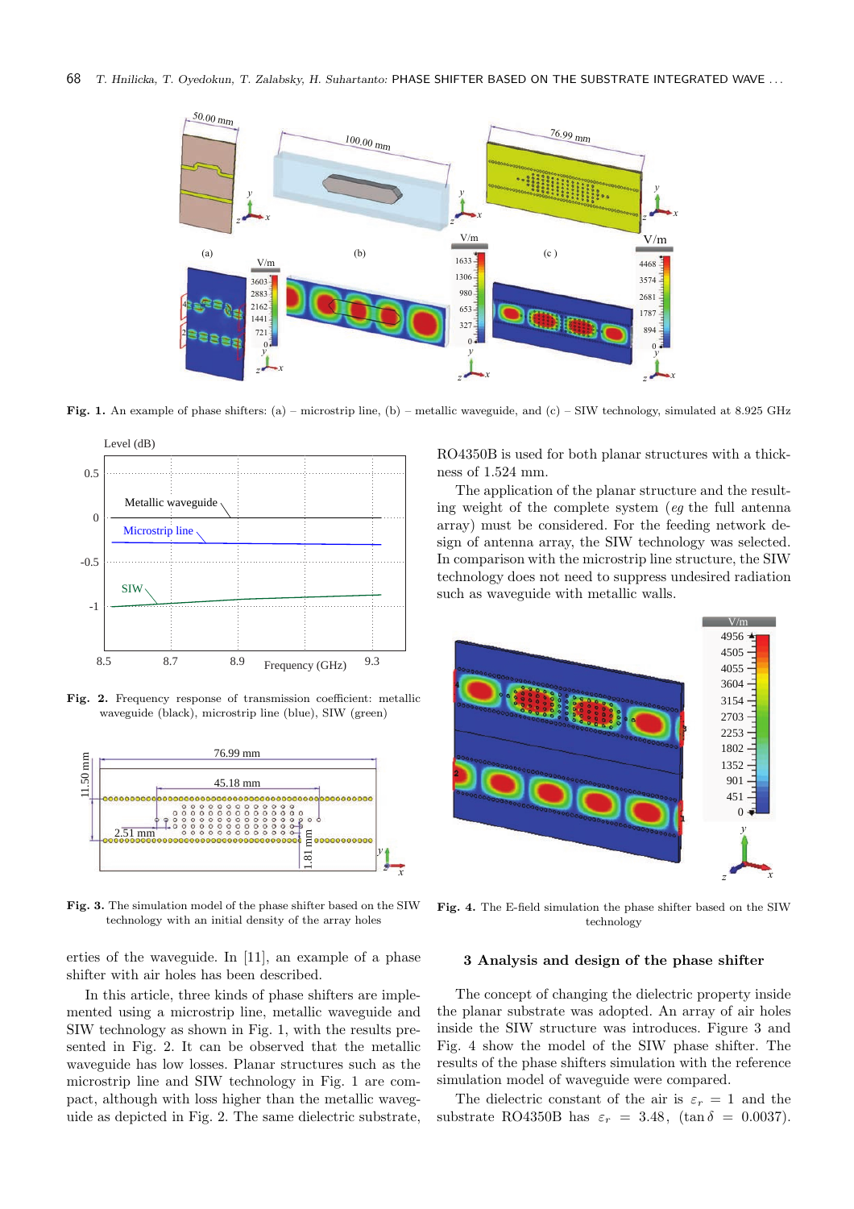Fig. 1. An example of phase shifters: (a) – microstrip line, (b) – metallic waveguide, and (c) – SIW technology, simulated at 8.925 GHz

Fig. 2. Frequency response of transmission coefficient: metallic waveguide (black), microstrip line (blue), SIW (green)

Fig. 3. The simulation model of the phase shifter based on the SIW technology with an initial density of the array holes

erties of the waveguide. In [11], an example of a phase shifter with air holes has been described.

In this article, three kinds of phase shifters are implemented using a microstrip line, metallic waveguide and SIW technology as shown in Fig. 1, with the results presented in Fig. 2. It can be observed that the metallic waveguide has low losses. Planar structures such as the microstrip line and SIW technology in Fig. 1 are compact, although with loss higher than the metallic waveguide as depicted in Fig. 2. The same dielectric substrate, RO4350B is used for both planar structures with a thickness of 1.524 mm.

The application of the planar structure and the resulting weight of the complete system (*eg* the full antenna array) must be considered. For the feeding network design of antenna array, the SIW technology was selected. In comparison with the microstrip line structure, the SIW technology does not need to suppress undesired radiation such as waveguide with metallic walls.

Fig. 4. The E-field simulation the phase shifter based on the SIW technology

## 3 Analysis and design of the phase shifter

The concept of changing the dielectric property inside the planar substrate was adopted. An array of air holes inside the SIW structure was introduces. Figure 3 and Fig. 4 show the model of the SIW phase shifter. The results of the phase shifters simulation with the reference simulation model of waveguide were compared.

The dielectric constant of the air is $\varepsilon_r = 1$ and the substrate RO4350B has $\varepsilon_r = 3.48$, $(\tan\delta = 0.0037)$.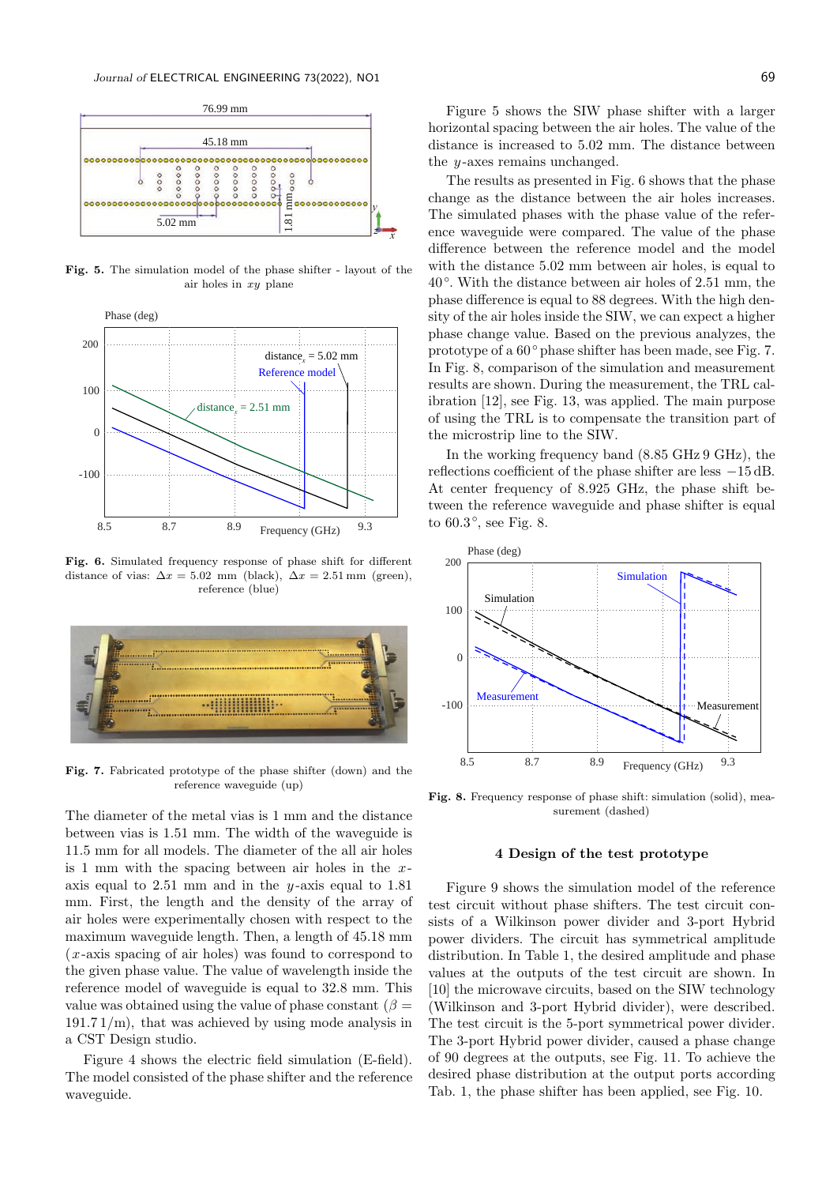**Fig. 5.** The simulation model of the phase shifter - layout of the air holes in $xy$ plane

**Fig. 6.** Simulated frequency response of phase shift for different distance of vias: $\Delta x$ = 5.02 mm (black), $\Delta x$ = 2.51 mm (green), reference (blue)

**Fig. 7.** Fabricated prototype of the phase shifter (down) and the reference waveguide (up)

The diameter of the metal vias is 1 mm and the distance between vias is 1.51 mm. The width of the waveguide is 11.5 mm for all models. The diameter of the all air holes is 1 mm with the spacing between air holes in the $x$-axis equal to 2.51 mm and in the $y$-axis equal to 1.81 mm. First, the length and the density of the array of air holes were experimentally chosen with respect to the maximum waveguide length. Then, a length of 45.18 mm ($x$-axis spacing of air holes) was found to correspond to the given phase value. The value of wavelength inside the reference model of waveguide is equal to 32.8 mm. This value was obtained using the value of phase constant ($\beta$ = 191.7 1/m), that was achieved by using mode analysis in a CST Design studio.

Figure 4 shows the electric field simulation (E-field). The model consisted of the phase shifter and the reference waveguide.

Figure 5 shows the SIW phase shifter with a larger horizontal spacing between the air holes. The value of the distance is increased to 5.02 mm. The distance between the $y$-axes remains unchanged.

The results as presented in Fig. 6 shows that the phase change as the distance between the air holes increases. The simulated phases with the phase value of the reference waveguide were compared. The value of the phase difference between the reference model and the model with the distance 5.02 mm between air holes, is equal to 40°. With the distance between air holes of 2.51 mm, the phase difference is equal to 88 degrees. With the high density of the air holes inside the SIW, we can expect a higher phase change value. Based on the previous analyzes, the prototype of a 60° phase shifter has been made, see Fig. 7. In Fig. 8, comparison of the simulation and measurement results are shown. During the measurement, the TRL calibration [12], see Fig. 13, was applied. The main purpose of using the TRL is to compensate the transition part of the microstrip line to the SIW.

In the working frequency band (8.85 GHz 9 GHz), the reflections coefficient of the phase shifter are less −15 dB. At center frequency of 8.925 GHz, the phase shift between the reference waveguide and phase shifter is equal to 60.3°, see Fig. 8.

**Fig. 8.** Frequency response of phase shift: simulation (solid), measurement (dashed)

## 4 Design of the test prototype

Figure 9 shows the simulation model of the reference test circuit without phase shifters. The test circuit consists of a Wilkinson power divider and 3-port Hybrid power dividers. The circuit has symmetrical amplitude distribution. In Table 1, the desired amplitude and phase values at the outputs of the test circuit are shown. In [10] the microwave circuits, based on the SIW technology (Wilkinson and 3-port Hybrid divider), were described. The test circuit is the 5-port symmetrical power divider. The 3-port Hybrid power divider, caused a phase change of 90 degrees at the outputs, see Fig. 11. To achieve the desired phase distribution at the output ports according Tab. 1, the phase shifter has been applied, see Fig. 10.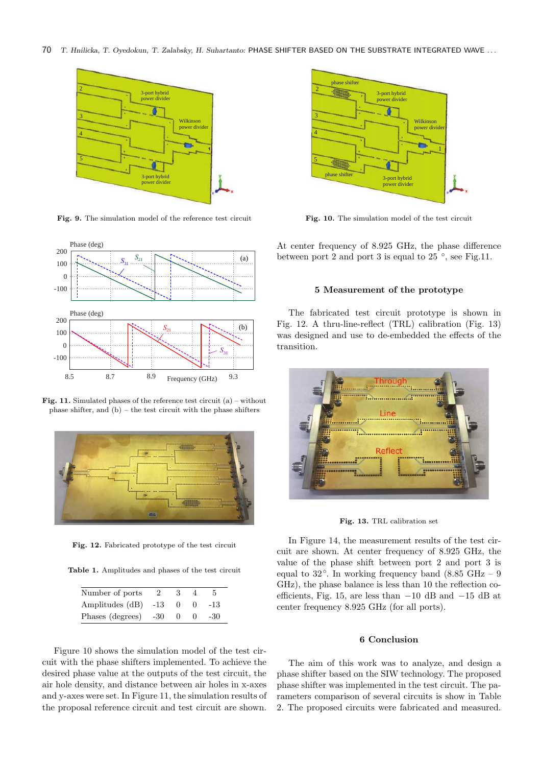Fig. 9. The simulation model of the reference test circuit

Fig. 10. The simulation model of the test circuit

Fig. 11. Simulated phases of the reference test circuit (a) – without phase shifter, and (b) – the test circuit with the phase shifters

Fig. 12. Fabricated prototype of the test circuit

Table 1. Amplitudes and phases of the test circuit

| Number of ports | 2 | 3 | 4 | 5 |
|---|---|---|---|---|
| Amplitudes (dB) | -13 | 0 | 0 | -13 |
| Phases (degrees) | -30 | 0 | 0 | -30 |

Figure 10 shows the simulation model of the test circuit with the phase shifters implemented. To achieve the desired phase value at the outputs of the test circuit, the air hole density, and distance between air holes in x-axes and y-axes were set. In Figure 11, the simulation results of the proposal reference circuit and test circuit are shown.

At center frequency of 8.925 GHz, the phase difference between port 2 and port 3 is equal to 25 °, see Fig.11.

## 5 Measurement of the prototype

The fabricated test circuit prototype is shown in Fig. 12. A thru-line-reflect (TRL) calibration (Fig. 13) was designed and use to de-embedded the effects of the transition.

Fig. 13. TRL calibration set

In Figure 14, the measurement results of the test circuit are shown. At center frequency of 8.925 GHz, the value of the phase shift between port 2 and port 3 is equal to 32°. In working frequency band (8.85 GHz – 9 GHz), the phase balance is less than 10 the reflection coefficients, Fig. 15, are less than −10 dB and −15 dB at center frequency 8.925 GHz (for all ports).

## 6 Conclusion

The aim of this work was to analyze, and design a phase shifter based on the SIW technology. The proposed phase shifter was implemented in the test circuit. The parameters comparison of several circuits is show in Table 2. The proposed circuits were fabricated and measured.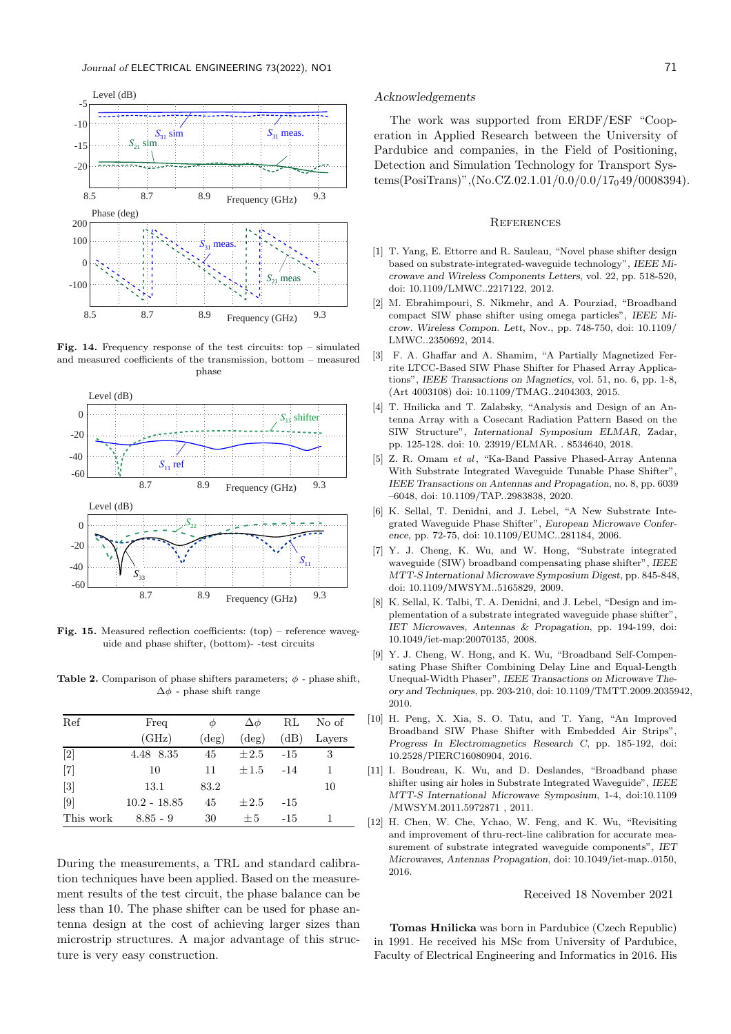**Fig. 14.** Frequency response of the test circuits: top – simulated and measured coefficients of the transmission, bottom – measured phase

**Fig. 15.** Measured reflection coefficients: (top) – reference waveguide and phase shifter, (bottom)- -test circuits

**Table 2.** Comparison of phase shifters parameters; $\phi$ - phase shift, $\Delta\phi$ - phase shift range

| Ref | Freq (GHz) | $\phi$ (deg) | $\Delta\phi$ (deg) | RL (dB) | No of Layers |
|---|---|---|---|---|---|
| [2] | 4.48 8.35 | 45 | $\pm 2.5$ | -15 | 3 |
| [7] | 10 | 11 | $\pm 1.5$ | -14 | 1 |
| [3] | 13.1 | 83.2 | | | 10 |
| [9] | 10.2 - 18.85 | 45 | $\pm 2.5$ | -15 | |
| This work | 8.85 - 9 | 30 | $\pm 5$ | -15 | 1 |

During the measurements, a TRL and standard calibration techniques have been applied. Based on the measurement results of the test circuit, the phase balance can be less than 10. The phase shifter can be used for phase antenna design at the cost of achieving larger sizes than microstrip structures. A major advantage of this structure is very easy construction.

*Acknowledgements*

The work was supported from ERDF/ESF "Cooperation in Applied Research between the University of Pardubice and companies, in the Field of Positioning, Detection and Simulation Technology for Transport Systems(PosiTrans)",(No.CZ.02.1.01/0.0/0.0/17$_0$49/0008394).

## References

[1] T. Yang, E. Ettorre and R. Sauleau, "Novel phase shifter design based on substrate-integrated-waveguide technology", *IEEE Microwave and Wireless Components Letters*, vol. 22, pp. 518-520, doi: 10.1109/LMWC..2217122, 2012.

[2] M. Ebrahimpouri, S. Nikmehr, and A. Pourziad, "Broadband compact SIW phase shifter using omega particles", *IEEE Microw. Wireless Compon. Lett*, Nov., pp. 748-750, doi: 10.1109/ LMWC..2350692, 2014.

[3] F. A. Ghaffar and A. Shamim, "A Partially Magnetized Ferrite LTCC-Based SIW Phase Shifter for Phased Array Applications", *IEEE Transactions on Magnetics*, vol. 51, no. 6, pp. 1-8, (Art 4003108) doi: 10.1109/TMAG..2404303, 2015.

[4] T. Hnilicka and T. Zalabsky, "Analysis and Design of an Antenna Array with a Cosecant Radiation Pattern Based on the SIW Structure", *International Symposium ELMAR*, Zadar, pp. 125-128. doi: 10. 23919/ELMAR. . 8534640, 2018.

[5] Z. R. Omam *et al*, "Ka-Band Passive Phased-Array Antenna With Substrate Integrated Waveguide Tunable Phase Shifter", *IEEE Transactions on Antennas and Propagation*, no. 8, pp. 6039 –6048, doi: 10.1109/TAP..2983838, 2020.

[6] K. Sellal, T. Denidni, and J. Lebel, "A New Substrate Integrated Waveguide Phase Shifter", *European Microwave Conference*, pp. 72-75, doi: 10.1109/EUMC..281184, 2006.

[7] Y. J. Cheng, K. Wu, and W. Hong, "Substrate integrated waveguide (SIW) broadband compensating phase shifter", *IEEE MTT-S International Microwave Symposium Digest*, pp. 845-848, doi: 10.1109/MWSYM..5165829, 2009.

[8] K. Sellal, K. Talbi, T. A. Denidni, and J. Lebel, "Design and implementation of a substrate integrated waveguide phase shifter", *IET Microwaves, Antennas & Propagation*, pp. 194-199, doi: 10.1049/iet-map:20070135, 2008.

[9] Y. J. Cheng, W. Hong, and K. Wu, "Broadband Self-Compensating Phase Shifter Combining Delay Line and Equal-Length Unequal-Width Phaser", *IEEE Transactions on Microwave Theory and Techniques*, pp. 203-210, doi: 10.1109/TMTT.2009.2035942, 2010.

[10] H. Peng, X. Xia, S. O. Tatu, and T. Yang, "An Improved Broadband SIW Phase Shifter with Embedded Air Strips", *Progress In Electromagnetics Research C*, pp. 185-192, doi: 10.2528/PIERC16080904, 2016.

[11] I. Boudreau, K. Wu, and D. Deslandes, "Broadband phase shifter using air holes in Substrate Integrated Waveguide", *IEEE MTT-S International Microwave Symposium*, 1-4, doi:10.1109 /MWSYM.2011.5972871 , 2011.

[12] H. Chen, W. Che, Ychao, W. Feng, and K. Wu, "Revisiting and improvement of thru-rect-line calibration for accurate measurement of substrate integrated waveguide components", *IET Microwaves, Antennas Propagation*, doi: 10.1049/iet-map..0150, 2016.

Received 18 November 2021

**Tomas Hnilicka** was born in Pardubice (Czech Republic) in 1991. He received his MSc from University of Pardubice, Faculty of Electrical Engineering and Informatics in 2016. His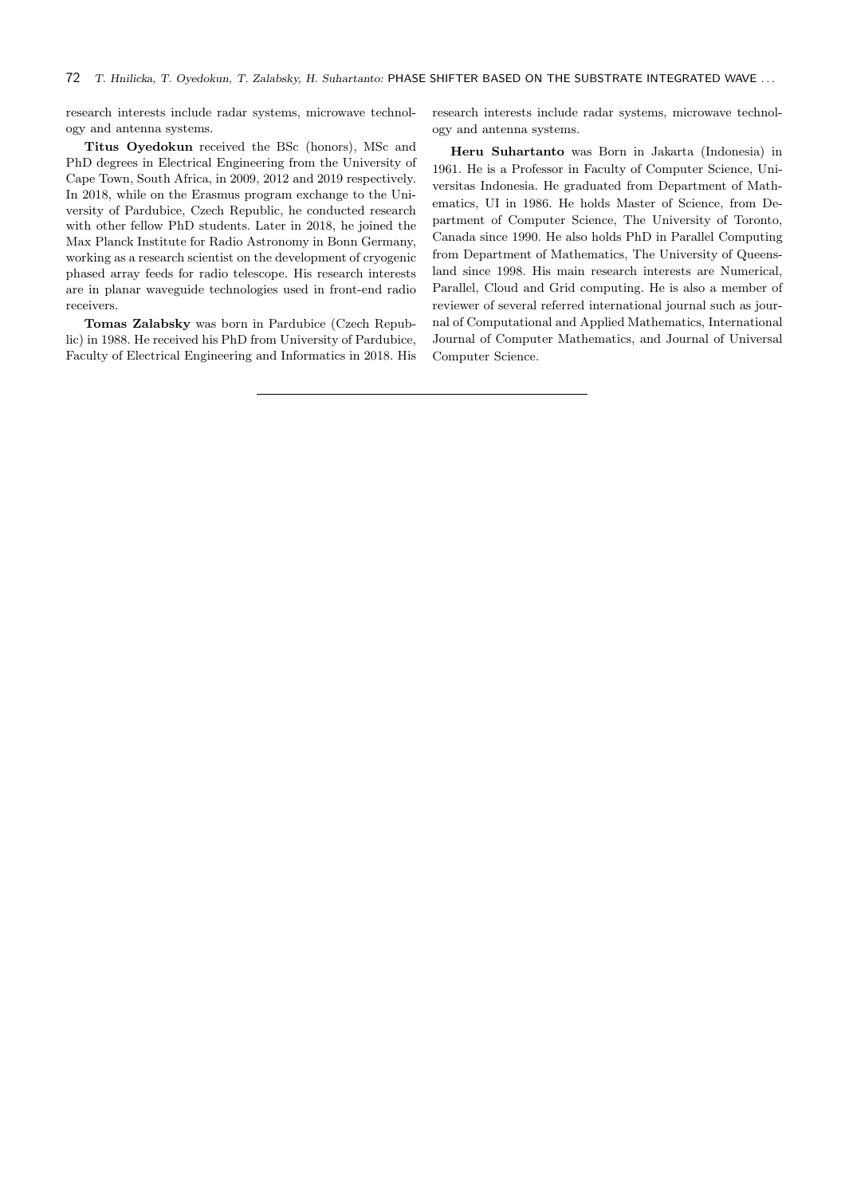research interests include radar systems, microwave technology and antenna systems.

**Titus Oyedokun** received the BSc (honors), MSc and PhD degrees in Electrical Engineering from the University of Cape Town, South Africa, in 2009, 2012 and 2019 respectively. In 2018, while on the Erasmus program exchange to the University of Pardubice, Czech Republic, he conducted research with other fellow PhD students. Later in 2018, he joined the Max Planck Institute for Radio Astronomy in Bonn Germany, working as a research scientist on the development of cryogenic phased array feeds for radio telescope. His research interests are in planar waveguide technologies used in front-end radio receivers.

**Tomas Zalabsky** was born in Pardubice (Czech Republic) in 1988. He received his PhD from University of Pardubice, Faculty of Electrical Engineering and Informatics in 2018. His research interests include radar systems, microwave technology and antenna systems.

**Heru Suhartanto** was Born in Jakarta (Indonesia) in 1961. He is a Professor in Faculty of Computer Science, Universitas Indonesia. He graduated from Department of Mathematics, UI in 1986. He holds Master of Science, from Department of Computer Science, The University of Toronto, Canada since 1990. He also holds PhD in Parallel Computing from Department of Mathematics, The University of Queensland since 1998. His main research interests are Numerical, Parallel, Cloud and Grid computing. He is also a member of reviewer of several referred international journal such as journal of Computational and Applied Mathematics, International Journal of Computer Mathematics, and Journal of Universal Computer Science.